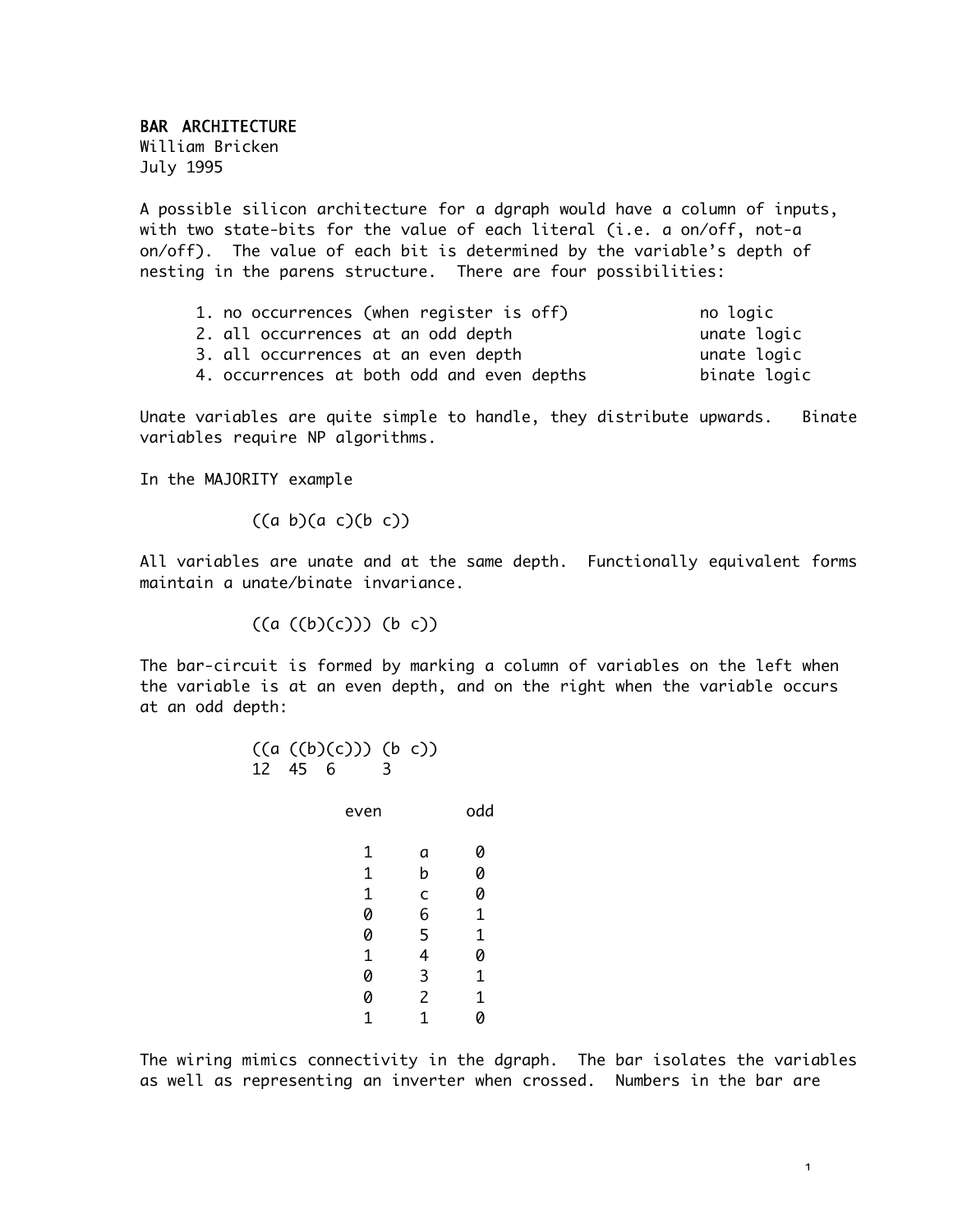**BAR ARCHITECTURE**
William Bricken
July 1995

A possible silicon architecture for a dgraph would have a column of inputs, with two state-bits for the value of each literal (i.e. a on/off, not-a on/off). The value of each bit is determined by the variable's depth of nesting in the parens structure. There are four possibilities:

| | |
|---|---|
| 1. no occurrences (when register is off) | no logic |
| 2. all occurrences at an odd depth | unate logic |
| 3. all occurrences at an even depth | unate logic |
| 4. occurrences at both odd and even depths | binate logic |

Unate variables are quite simple to handle, they distribute upwards. Binate variables require NP algorithms.

In the MAJORITY example

```
((a b)(a c)(b c))
```

All variables are unate and at the same depth. Functionally equivalent forms maintain a unate/binate invariance.

```
((a ((b)(c))) (b c))
```

The bar-circuit is formed by marking a column of variables on the left when the variable is at an even depth, and on the right when the variable occurs at an odd depth:

```
((a ((b)(c))) (b c))
12  45  6     3
```

| even | | odd |
|---|---|---|
| 1 | a | 0 |
| 1 | b | 0 |
| 1 | c | 0 |
| 0 | 6 | 1 |
| 0 | 5 | 1 |
| 1 | 4 | 0 |
| 0 | 3 | 1 |
| 0 | 2 | 1 |
| 1 | 1 | 0 |

The wiring mimics connectivity in the dgraph. The bar isolates the variables as well as representing an inverter when crossed. Numbers in the bar are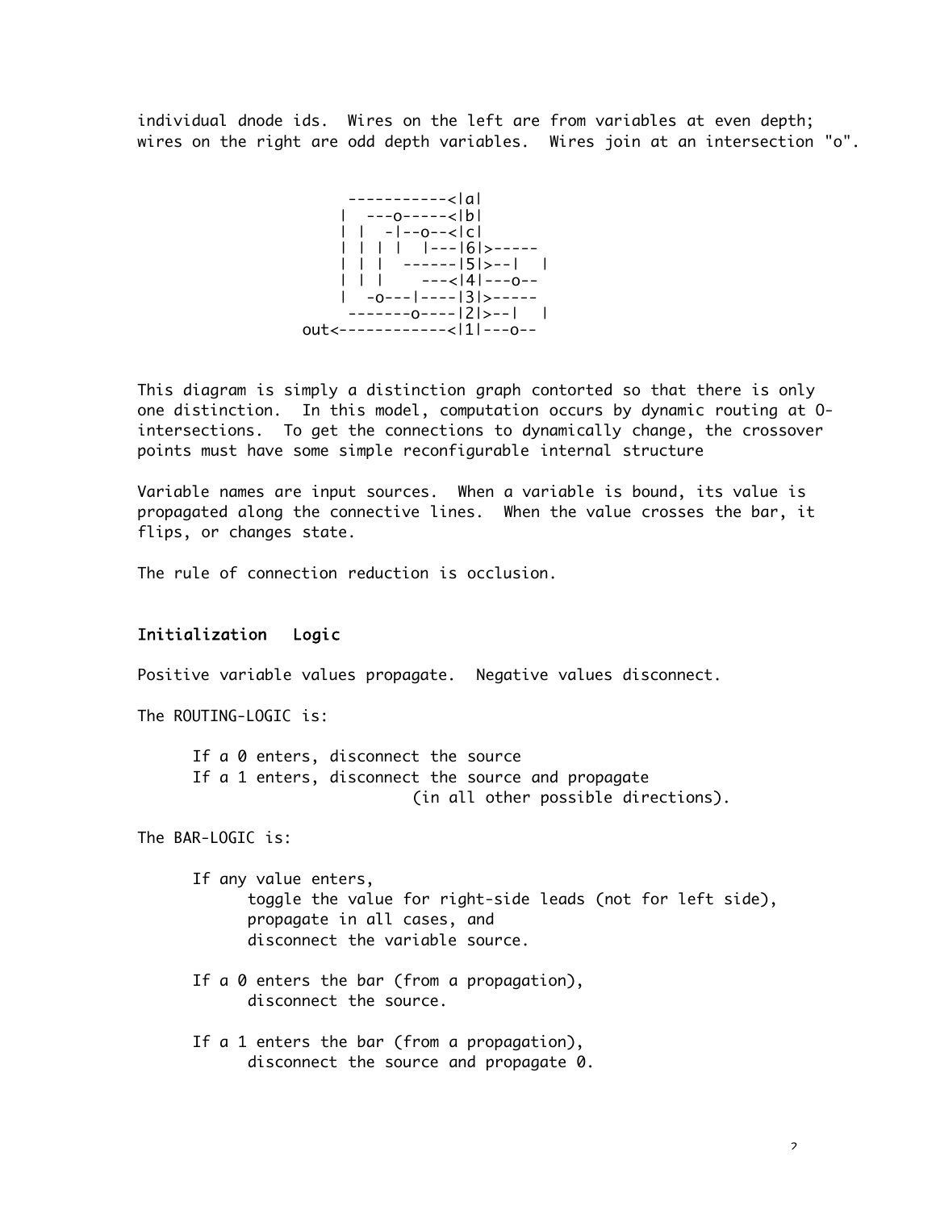individual dnode ids. Wires on the left are from variables at even depth; wires on the right are odd depth variables. Wires join at an intersection "o".

```
       -----------<|a|
      |  ---o-----<|b|
      | |  -|--o--<|c|
      | | | |  |---|6|>-----
      | | |  ------|5|>--|  |
      | | |     ---<|4|---o--
      |  -o---|----|3|>-----
       -------o----|2|>--|  |
out<------------<|1|---o--
```

This diagram is simply a distinction graph contorted so that there is only one distinction. In this model, computation occurs by dynamic routing at O-intersections. To get the connections to dynamically change, the crossover points must have some simple reconfigurable internal structure

Variable names are input sources. When a variable is bound, its value is propagated along the connective lines. When the value crosses the bar, it flips, or changes state.

The rule of connection reduction is occlusion.

## Initialization Logic

Positive variable values propagate. Negative values disconnect.

The ROUTING-LOGIC is:

> If a 0 enters, disconnect the source
> If a 1 enters, disconnect the source and propagate
> (in all other possible directions).

The BAR-LOGIC is:

> If any value enters,
> toggle the value for right-side leads (not for left side),
> propagate in all cases, and
> disconnect the variable source.
>
> If a 0 enters the bar (from a propagation),
> disconnect the source.
>
> If a 1 enters the bar (from a propagation),
> disconnect the source and propagate 0.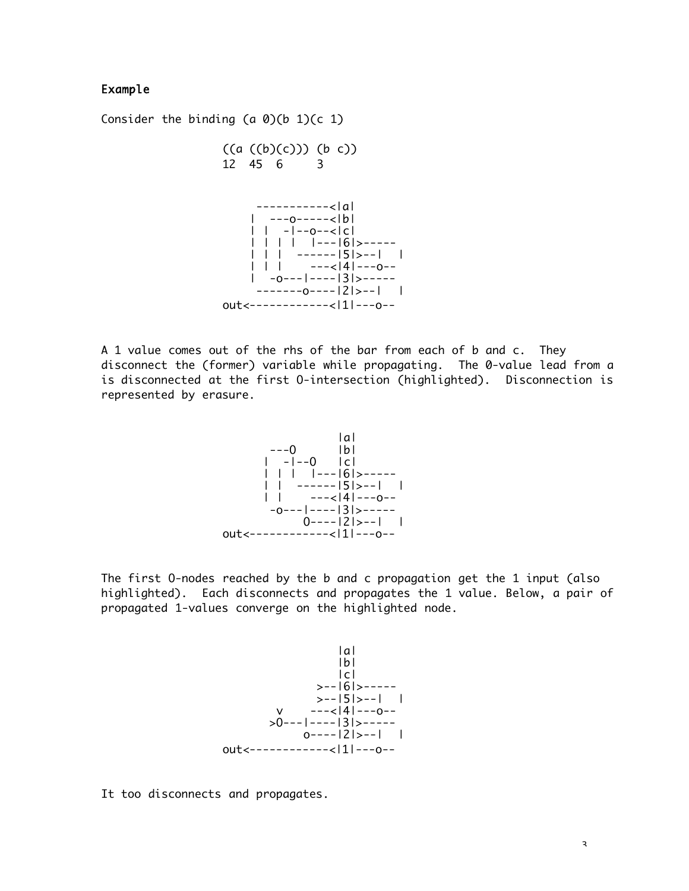### Example

Consider the binding (a 0)(b 1)(c 1)

```
((a ((b)(c))) (b c))
12  45  6     3
```

```
      -----------<|a|
     |  ---o-----<|b|
     | |  -|--o--<|c|
     | | | |  |---|6|>-----
     | | |  ------|5|>--|  |
     | | |     ---<|4|---o--
     |  -o---|----|3|>-----
      -------o----|2|>--|  |
out<------------<|1|---o--
```

A 1 value comes out of the rhs of the bar from each of b and c. They disconnect the (former) variable while propagating. The 0-value lead from a is disconnected at the first O-intersection (highlighted). Disconnection is represented by erasure.

```
                 |a|
        ---O     |b|
       |  -|--O  |c|
       | | |  |---|6|>-----
       | |  ------|5|>--|  |
       | |     ---<|4|---o--
        -o---|----|3|>-----
             O----|2|>--|  |
out<------------<|1|---o--
```

The first O-nodes reached by the b and c propagation get the 1 input (also highlighted). Each disconnects and propagates the 1 value. Below, a pair of propagated 1-values converge on the highlighted node.

```
                 |a|
                 |b|
                 |c|
              >--|6|>-----
              >--|5|>--|  |
        v      ---<|4|---o--
       >O---|----|3|>-----
             o----|2|>--|  |
out<------------<|1|---o--
```

It too disconnects and propagates.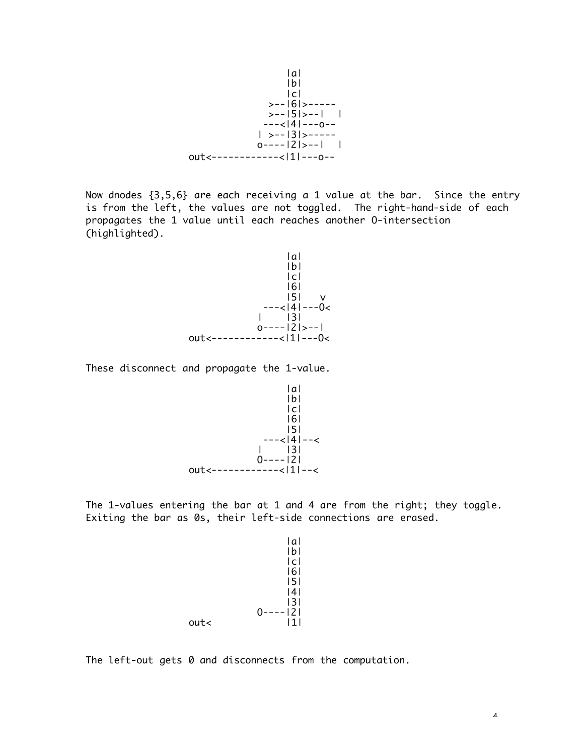```
                         |a|
                         |b|
                         |c|
                       >--|6|>-----
                       >--|5|>--|  |
                      ---<|4|---o--
                     | >--|3|>-----
                     o----|2|>--|  |
           out<------------<|1|---o--
```

Now dnodes {3,5,6} are each receiving a 1 value at the bar. Since the entry is from the left, the values are not toggled. The right-hand-side of each propagates the 1 value until each reaches another O-intersection (highlighted).

```
                         |a|
                         |b|
                         |c|
                         |6|
                         |5|   v
                      ---<|4|---O<
                     |    |3|
                     o----|2|>--|
           out<------------<|1|---O<
```

These disconnect and propagate the 1-value.

```
                         |a|
                         |b|
                         |c|
                         |6|
                         |5|
                      ---<|4|--<
                     |    |3|
                     O----|2|
           out<------------<|1|--<
```

The 1-values entering the bar at 1 and 4 are from the right; they toggle. Exiting the bar as 0s, their left-side connections are erased.

```
                         |a|
                         |b|
                         |c|
                         |6|
                         |5|
                         |4|
                         |3|
                     O----|2|
           out<           |1|
```

The left-out gets 0 and disconnects from the computation.